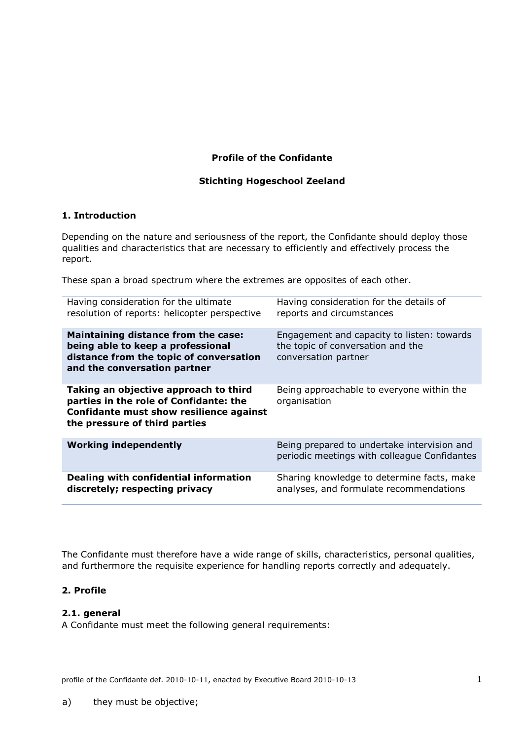**Profile of the Confidante**

**Stichting Hogeschool Zeeland**

## 1. Introduction

Depending on the nature and seriousness of the report, the Confidante should deploy those qualities and characteristics that are necessary to efficiently and effectively process the report.

These span a broad spectrum where the extremes are opposites of each other.

| | |
|---|---|
| Having consideration for the ultimate resolution of reports: helicopter perspective | Having consideration for the details of reports and circumstances |
| **Maintaining distance from the case: being able to keep a professional distance from the topic of conversation and the conversation partner** | Engagement and capacity to listen: towards the topic of conversation and the conversation partner |
| **Taking an objective approach to third parties in the role of Confidante: the Confidante must show resilience against the pressure of third parties** | Being approachable to everyone within the organisation |
| **Working independently** | Being prepared to undertake intervision and periodic meetings with colleague Confidantes |
| **Dealing with confidential information discretely; respecting privacy** | Sharing knowledge to determine facts, make analyses, and formulate recommendations |

The Confidante must therefore have a wide range of skills, characteristics, personal qualities, and furthermore the requisite experience for handling reports correctly and adequately.

## 2. Profile

### 2.1. general

A Confidante must meet the following general requirements:

a) they must be objective;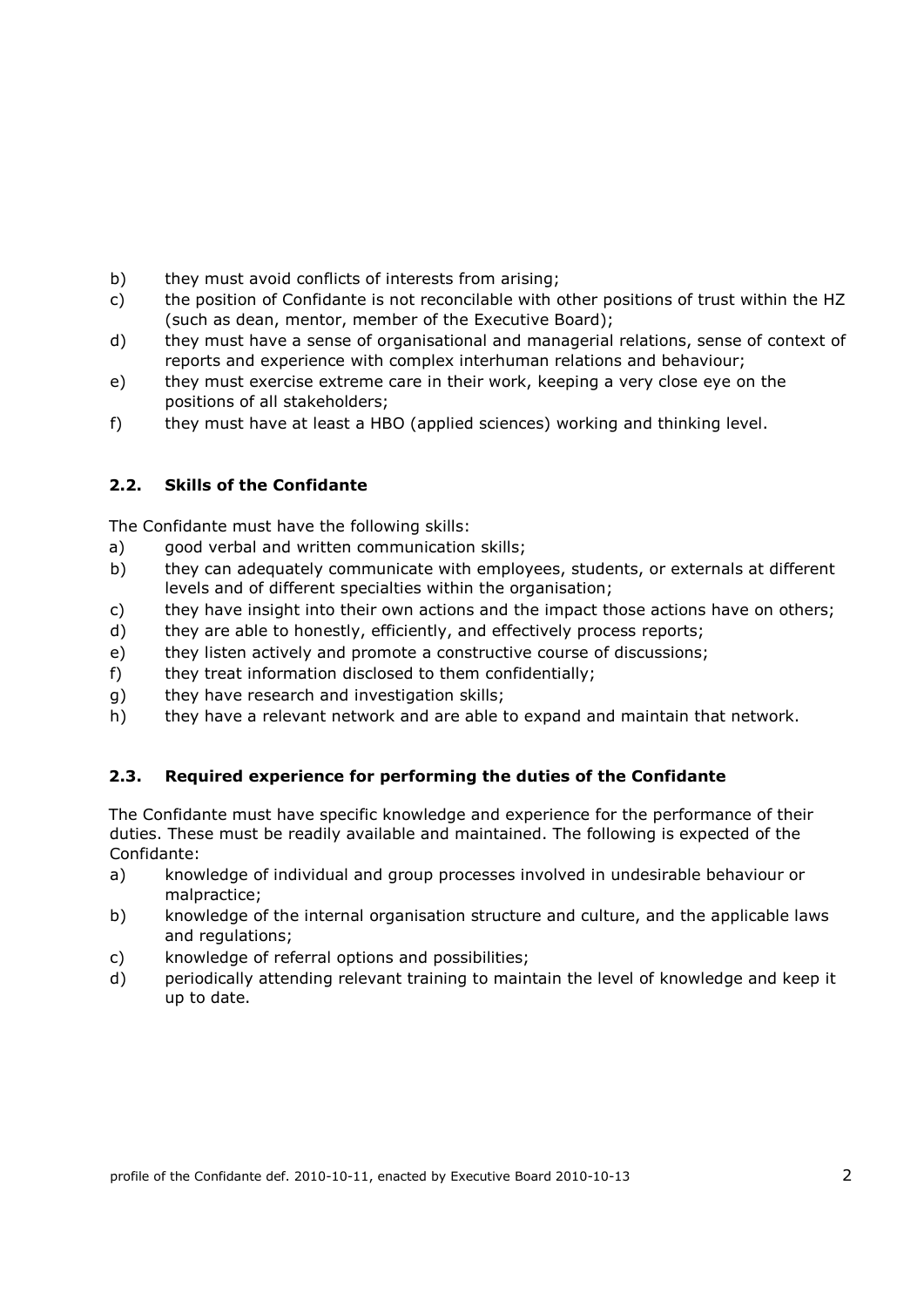b) they must avoid conflicts of interests from arising;
c) the position of Confidante is not reconcilable with other positions of trust within the HZ (such as dean, mentor, member of the Executive Board);
d) they must have a sense of organisational and managerial relations, sense of context of reports and experience with complex interhuman relations and behaviour;
e) they must exercise extreme care in their work, keeping a very close eye on the positions of all stakeholders;
f) they must have at least a HBO (applied sciences) working and thinking level.

### 2.2. Skills of the Confidante

The Confidante must have the following skills:

a) good verbal and written communication skills;
b) they can adequately communicate with employees, students, or externals at different levels and of different specialties within the organisation;
c) they have insight into their own actions and the impact those actions have on others;
d) they are able to honestly, efficiently, and effectively process reports;
e) they listen actively and promote a constructive course of discussions;
f) they treat information disclosed to them confidentially;
g) they have research and investigation skills;
h) they have a relevant network and are able to expand and maintain that network.

### 2.3. Required experience for performing the duties of the Confidante

The Confidante must have specific knowledge and experience for the performance of their duties. These must be readily available and maintained. The following is expected of the Confidante:

a) knowledge of individual and group processes involved in undesirable behaviour or malpractice;
b) knowledge of the internal organisation structure and culture, and the applicable laws and regulations;
c) knowledge of referral options and possibilities;
d) periodically attending relevant training to maintain the level of knowledge and keep it up to date.